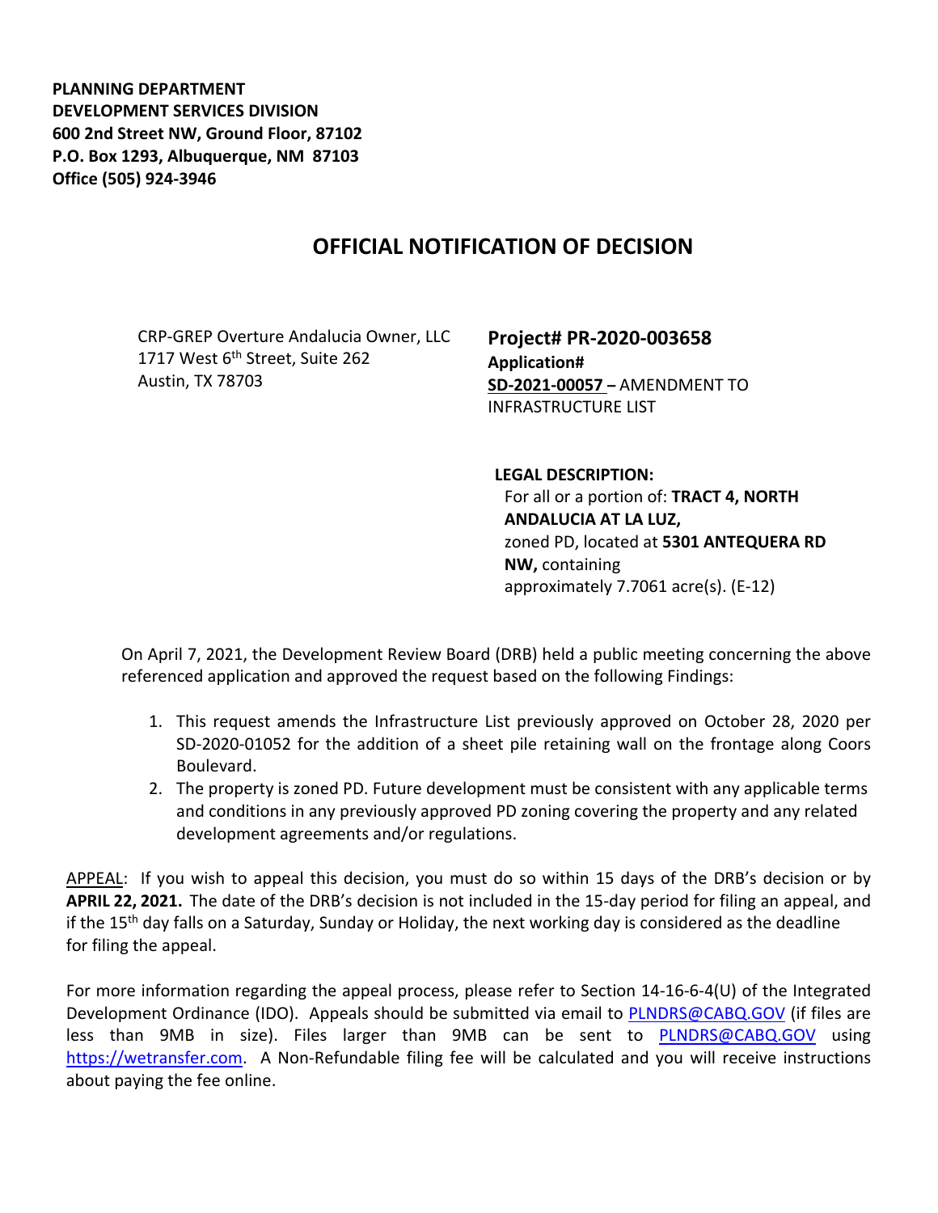**PLANNING DEPARTMENT**
**DEVELOPMENT SERVICES DIVISION**
**600 2nd Street NW, Ground Floor, 87102**
**P.O. Box 1293, Albuquerque, NM 87103**
**Office (505) 924-3946**

# OFFICIAL NOTIFICATION OF DECISION

CRP-GREP Overture Andalucia Owner, LLC
1717 West 6th Street, Suite 262
Austin, TX 78703

**Project# PR-2020-003658**
**Application#**
**SD-2021-00057 –** AMENDMENT TO INFRASTRUCTURE LIST

**LEGAL DESCRIPTION:**
For all or a portion of: **TRACT 4, NORTH ANDALUCIA AT LA LUZ,** zoned PD, located at **5301 ANTEQUERA RD NW,** containing approximately 7.7061 acre(s). (E-12)

On April 7, 2021, the Development Review Board (DRB) held a public meeting concerning the above referenced application and approved the request based on the following Findings:

1. This request amends the Infrastructure List previously approved on October 28, 2020 per SD-2020-01052 for the addition of a sheet pile retaining wall on the frontage along Coors Boulevard.
2. The property is zoned PD. Future development must be consistent with any applicable terms and conditions in any previously approved PD zoning covering the property and any related development agreements and/or regulations.

APPEAL: If you wish to appeal this decision, you must do so within 15 days of the DRB's decision or by **APRIL 22, 2021.** The date of the DRB's decision is not included in the 15-day period for filing an appeal, and if the 15th day falls on a Saturday, Sunday or Holiday, the next working day is considered as the deadline for filing the appeal.

For more information regarding the appeal process, please refer to Section 14-16-6-4(U) of the Integrated Development Ordinance (IDO). Appeals should be submitted via email to PLNDRS@CABQ.GOV (if files are less than 9MB in size). Files larger than 9MB can be sent to PLNDRS@CABQ.GOV using https://wetransfer.com. A Non-Refundable filing fee will be calculated and you will receive instructions about paying the fee online.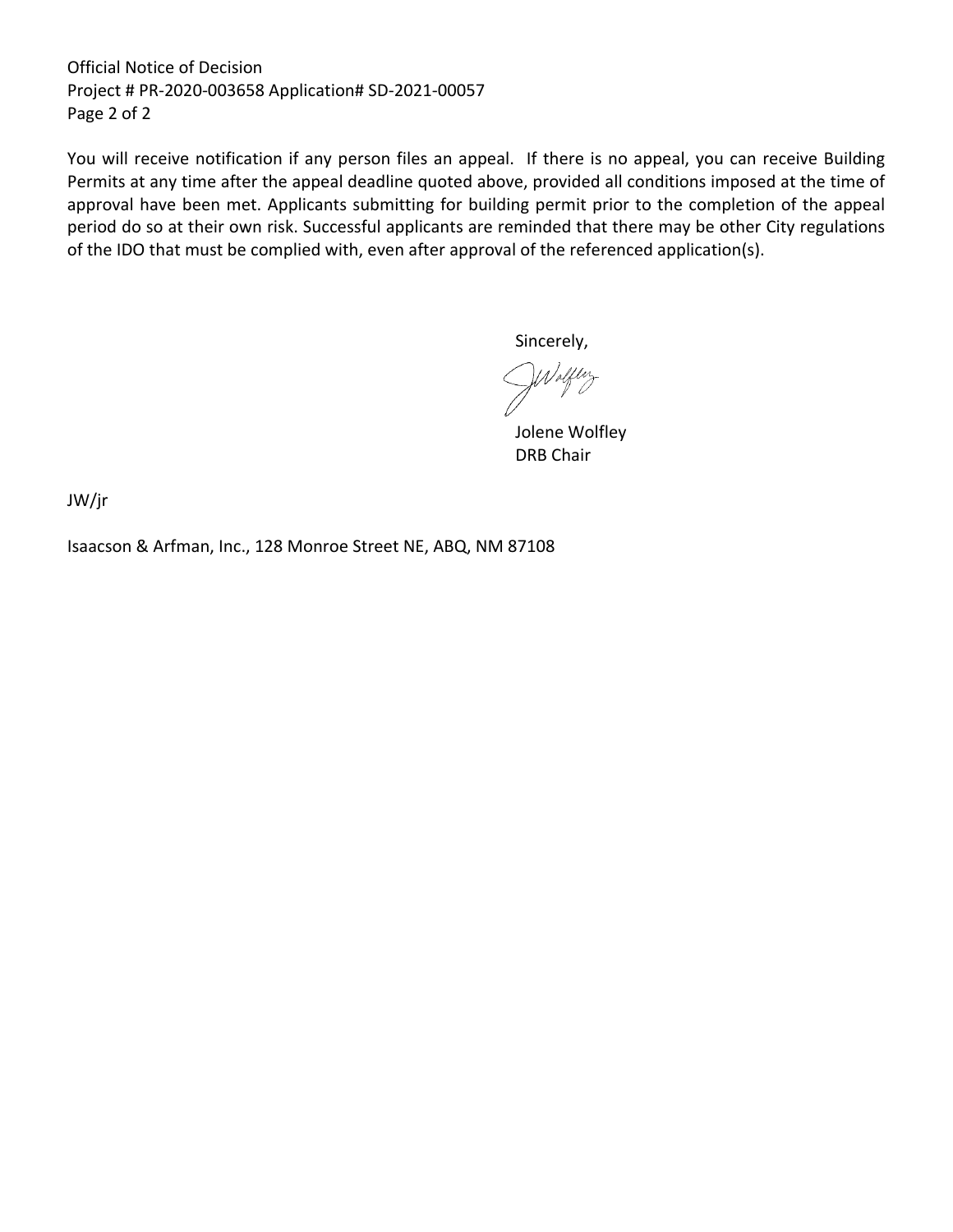You will receive notification if any person files an appeal. If there is no appeal, you can receive Building Permits at any time after the appeal deadline quoted above, provided all conditions imposed at the time of approval have been met. Applicants submitting for building permit prior to the completion of the appeal period do so at their own risk. Successful applicants are reminded that there may be other City regulations of the IDO that must be complied with, even after approval of the referenced application(s).

Sincerely,

Jolene Wolfley
DRB Chair

JW/jr

Isaacson & Arfman, Inc., 128 Monroe Street NE, ABQ, NM 87108